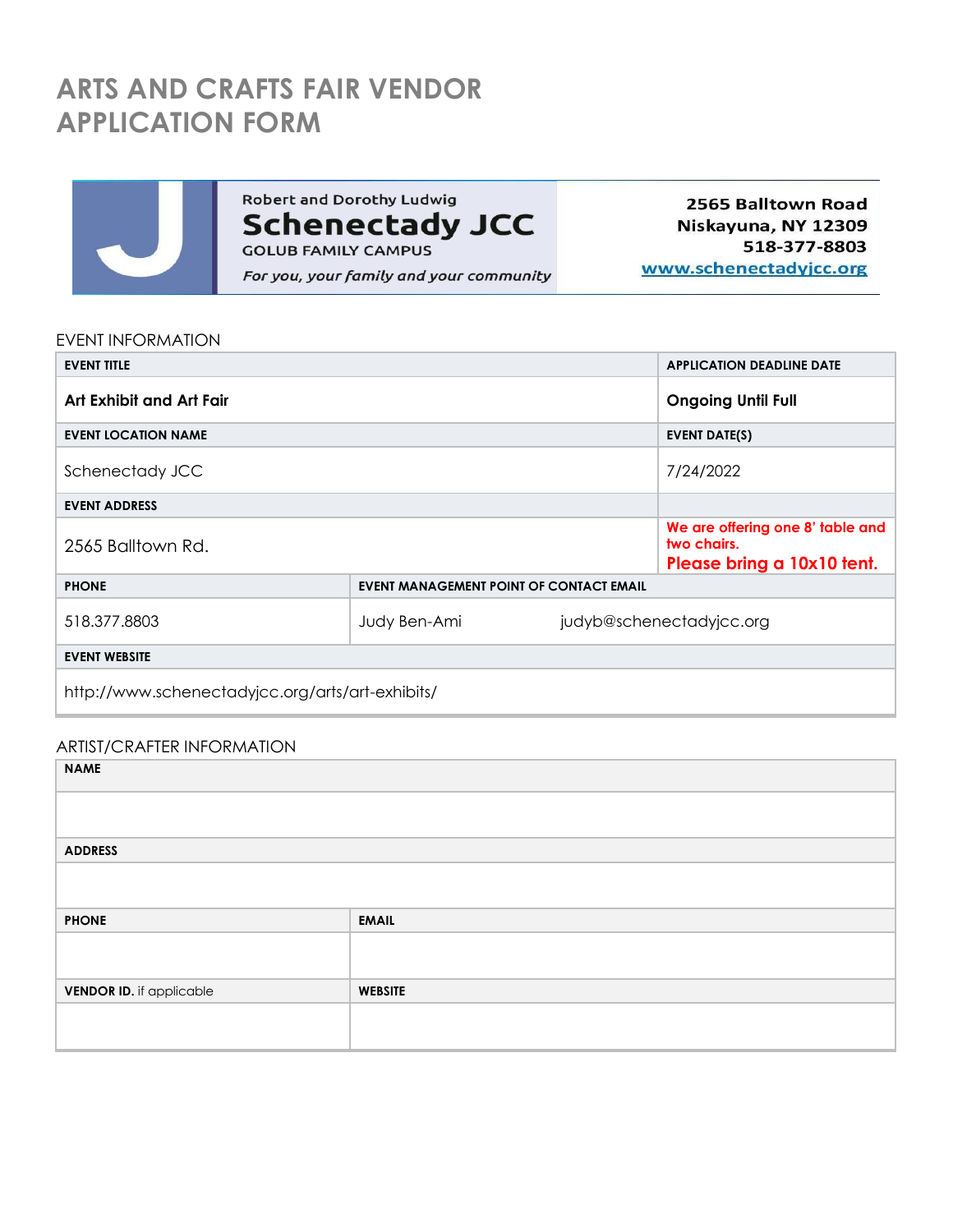# ARTS AND CRAFTS FAIR VENDOR APPLICATION FORM

Robert and Dorothy Ludwig
**Schenectady JCC**
GOLUB FAMILY CAMPUS
*For you, your family and your community*

**2565 Balltown Road**
**Niskayuna, NY 12309**
**518-377-8803**
**www.schenectadyjcc.org**

## EVENT INFORMATION

| EVENT TITLE | | APPLICATION DEADLINE DATE |
|---|---|---|
| **Art Exhibit and Art Fair** | | **Ongoing Until Full** |
| **EVENT LOCATION NAME** | | **EVENT DATE(S)** |
| Schenectady JCC | | 7/24/2022 |
| **EVENT ADDRESS** | | |
| 2565 Balltown Rd. | | **We are offering one 8' table and two chairs. Please bring a 10x10 tent.** |
| **PHONE** | **EVENT MANAGEMENT POINT OF CONTACT EMAIL** | |
| 518.377.8803 | Judy Ben-Ami | judyb@schenectadyjcc.org |
| **EVENT WEBSITE** | | |
| http://www.schenectadyjcc.org/arts/art-exhibits/ | | |

## ARTIST/CRAFTER INFORMATION

| NAME | |
|---|---|
| | |
| **ADDRESS** | |
| | |
| **PHONE** | **EMAIL** |
| | |
| **VENDOR ID.** if applicable | **WEBSITE** |
| | |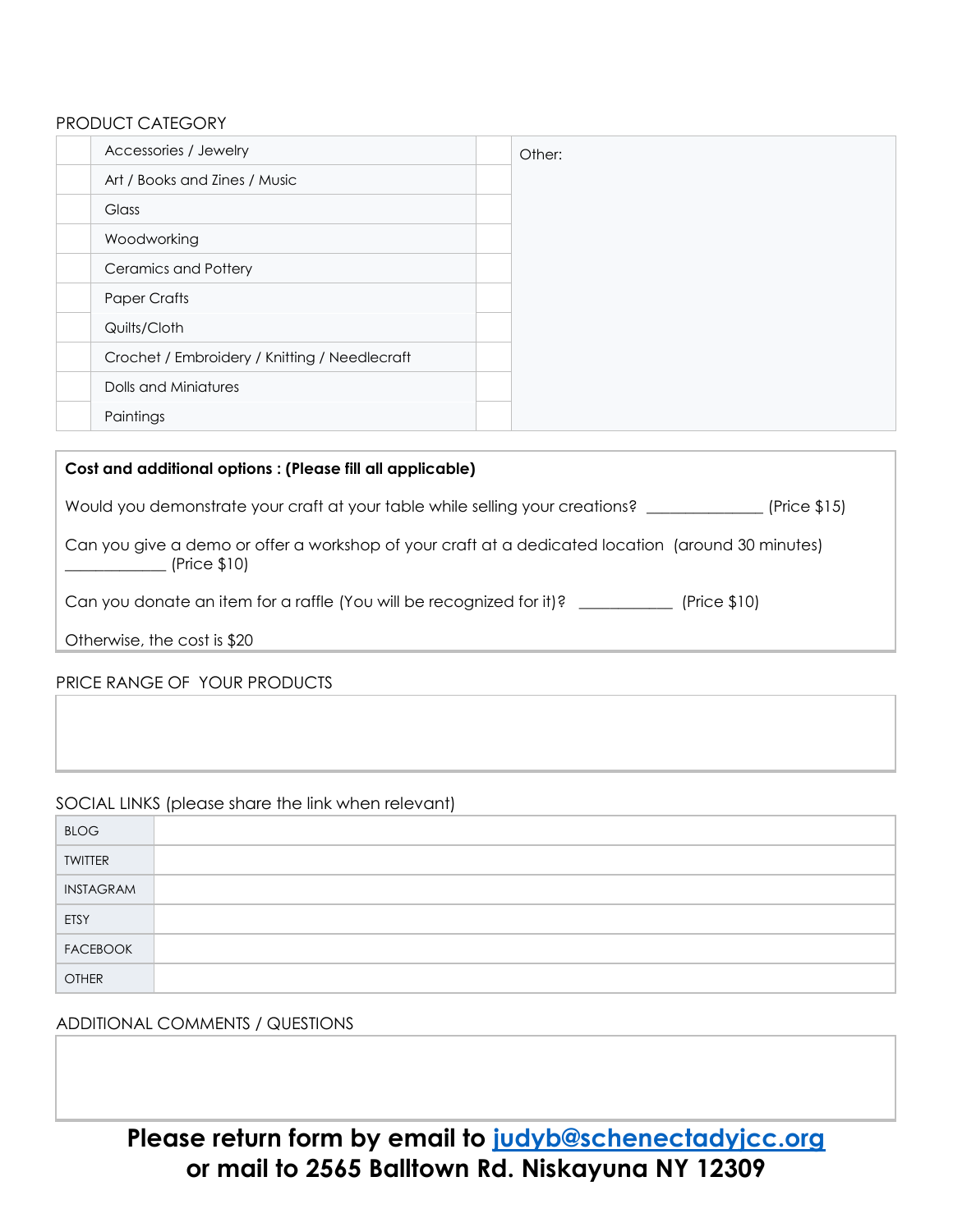PRODUCT CATEGORY

| | | | |
|---|---|---|---|
| | Accessories / Jewelry | | Other: |
| | Art / Books and Zines / Music | | |
| | Glass | | |
| | Woodworking | | |
| | Ceramics and Pottery | | |
| | Paper Crafts | | |
| | Quilts/Cloth | | |
| | Crochet / Embroidery / Knitting / Needlecraft | | |
| | Dolls and Miniatures | | |
| | Paintings | | |

**Cost and additional options : (Please fill all applicable)**

Would you demonstrate your craft at your table while selling your creations? ______________ (Price $15)

Can you give a demo or offer a workshop of your craft at a dedicated location (around 30 minutes) ____________ (Price $10)

Can you donate an item for a raffle (You will be recognized for it)? ___________ (Price $10)

Otherwise, the cost is $20

PRICE RANGE OF YOUR PRODUCTS

SOCIAL LINKS (please share the link when relevant)

| | |
|---|---|
| BLOG | |
| TWITTER | |
| INSTAGRAM | |
| ETSY | |
| FACEBOOK | |
| OTHER | |

ADDITIONAL COMMENTS / QUESTIONS

**Please return form by email to [judyb@schenectadyjcc.org](mailto:judyb@schenectadyjcc.org)**
**or mail to 2565 Balltown Rd. Niskayuna NY 12309**